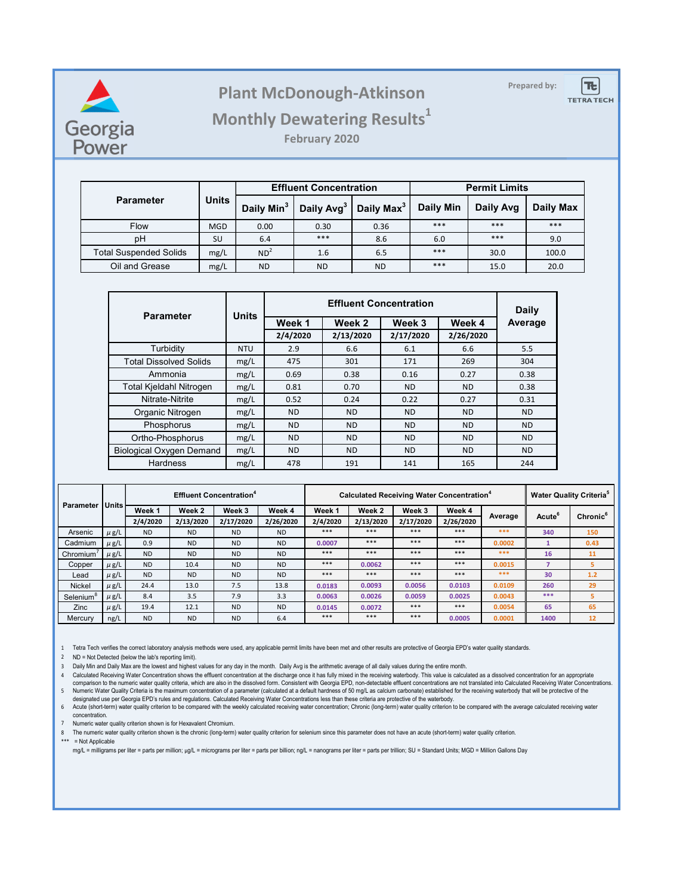Georgia Power

# Plant McDonough-Atkinson

## Monthly Dewatering Results[1]

### February 2020

Prepared by: TETRA TECH

| Parameter | Units | Effluent Concentration | | | Permit Limits | | |
|---|---|---|---|---|---|---|---|
| | | Daily Min[3] | Daily Avg[3] | Daily Max[3] | Daily Min | Daily Avg | Daily Max |
| Flow | MGD | 0.00 | 0.30 | 0.36 | *** | *** | *** |
| pH | SU | 6.4 | *** | 8.6 | 6.0 | *** | 9.0 |
| Total Suspended Solids | mg/L | ND[2] | 1.6 | 6.5 | *** | 30.0 | 100.0 |
| Oil and Grease | mg/L | ND | ND | ND | *** | 15.0 | 20.0 |

| Parameter | Units | Effluent Concentration | | | | Daily Average |
|---|---|---|---|---|---|---|
| | | Week 1 | Week 2 | Week 3 | Week 4 | |
| | | 2/4/2020 | 2/13/2020 | 2/17/2020 | 2/26/2020 | |
| Turbidity | NTU | 2.9 | 6.6 | 6.1 | 6.6 | 5.5 |
| Total Dissolved Solids | mg/L | 475 | 301 | 171 | 269 | 304 |
| Ammonia | mg/L | 0.69 | 0.38 | 0.16 | 0.27 | 0.38 |
| Total Kjeldahl Nitrogen | mg/L | 0.81 | 0.70 | ND | ND | 0.38 |
| Nitrate-Nitrite | mg/L | 0.52 | 0.24 | 0.22 | 0.27 | 0.31 |
| Organic Nitrogen | mg/L | ND | ND | ND | ND | ND |
| Phosphorus | mg/L | ND | ND | ND | ND | ND |
| Ortho-Phosphorus | mg/L | ND | ND | ND | ND | ND |
| Biological Oxygen Demand | mg/L | ND | ND | ND | ND | ND |
| Hardness | mg/L | 478 | 191 | 141 | 165 | 244 |

| Parameter | Units | Effluent Concentration[4] | | | | Calculated Receiving Water Concentration[4] | | | | | Water Quality Criteria[5] | |
|---|---|---|---|---|---|---|---|---|---|---|---|---|
| | | Week 1 | Week 2 | Week 3 | Week 4 | Week 1 | Week 2 | Week 3 | Week 4 | Average | Acute[6] | Chronic[6] |
| | | 2/4/2020 | 2/13/2020 | 2/17/2020 | 2/26/2020 | 2/4/2020 | 2/13/2020 | 2/17/2020 | 2/26/2020 | | | |
| Arsenic | µg/L | ND | ND | ND | ND | *** | *** | *** | *** | *** | 340 | 150 |
| Cadmium | µg/L | 0.9 | ND | ND | ND | 0.0007 | *** | *** | *** | 0.0002 | 1 | 0.43 |
| Chromium[7] | µg/L | ND | ND | ND | ND | *** | *** | *** | *** | *** | 16 | 11 |
| Copper | µg/L | ND | 10.4 | ND | ND | *** | 0.0062 | *** | *** | 0.0015 | 7 | 5 |
| Lead | µg/L | ND | ND | ND | ND | *** | *** | *** | *** | *** | 30 | 1.2 |
| Nickel | µg/L | 24.4 | 13.0 | 7.5 | 13.8 | 0.0183 | 0.0093 | 0.0056 | 0.0103 | 0.0109 | 260 | 29 |
| Selenium[8] | µg/L | 8.4 | 3.5 | 7.9 | 3.3 | 0.0063 | 0.0026 | 0.0059 | 0.0025 | 0.0043 | *** | 5 |
| Zinc | µg/L | 19.4 | 12.1 | ND | ND | 0.0145 | 0.0072 | *** | *** | 0.0054 | 65 | 65 |
| Mercury | ng/L | ND | ND | ND | 6.4 | *** | *** | *** | 0.0005 | 0.0001 | 1400 | 12 |

1 Tetra Tech verifies the correct laboratory analysis methods were used, any applicable permit limits have been met and other results are protective of Georgia EPD's water quality standards.

2 ND = Not Detected (below the lab's reporting limit).

3 Daily Min and Daily Max are the lowest and highest values for any day in the month. Daily Avg is the arithmetic average of all daily values during the entire month.

4 Calculated Receiving Water Concentration shows the effluent concentration at the discharge once it has fully mixed in the receiving waterbody. This value is calculated as a dissolved concentration for an appropriate comparison to the numeric water quality criteria, which are also in the dissolved form. Consistent with Georgia EPD, non-detectable effluent concentrations are not translated into Calculated Receiving Water Concentrations.

5 Numeric Water Quality Criteria is the maximum concentration of a parameter (calculated at a default hardness of 50 mg/L as calcium carbonate) established for the receiving waterbody that will be protective of the designated use per Georgia EPD's rules and regulations. Calculated Receiving Water Concentrations less than these criteria are protective of the waterbody.

6 Acute (short-term) water quality criterion to be compared with the weekly calculated receiving water concentration; Chronic (long-term) water quality criterion to be compared with the average calculated receiving water concentration.

7 Numeric water quality criterion shown is for Hexavalent Chromium.

8 The numeric water quality criterion shown is the chronic (long-term) water quality criterion for selenium since this parameter does not have an acute (short-term) water quality criterion.

*** = Not Applicable

mg/L = milligrams per liter = parts per million; µg/L = micrograms per liter = parts per billion; ng/L = nanograms per liter = parts per trillion; SU = Standard Units; MGD = Million Gallons Day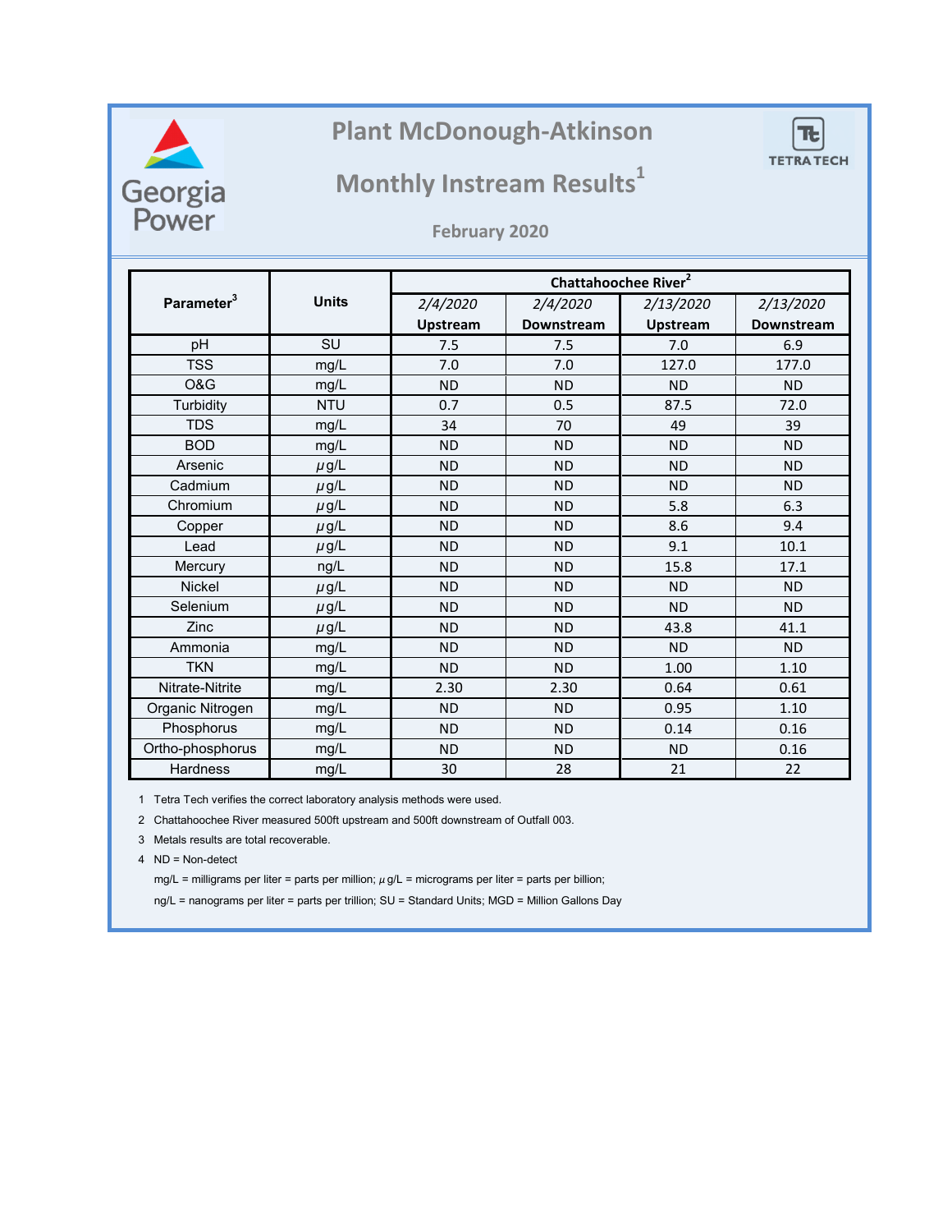# Plant McDonough-Atkinson

## Monthly Instream Results[1]

### February 2020

| Parameter[3] | Units | Chattahoochee River[2] | | | |
|---|---|---|---|---|---|
| | | *2/4/2020* **Upstream** | *2/4/2020* **Downstream** | *2/13/2020* **Upstream** | *2/13/2020* **Downstream** |
| pH | SU | 7.5 | 7.5 | 7.0 | 6.9 |
| TSS | mg/L | 7.0 | 7.0 | 127.0 | 177.0 |
| O&G | mg/L | ND | ND | ND | ND |
| Turbidity | NTU | 0.7 | 0.5 | 87.5 | 72.0 |
| TDS | mg/L | 34 | 70 | 49 | 39 |
| BOD | mg/L | ND | ND | ND | ND |
| Arsenic | $\mu$g/L | ND | ND | ND | ND |
| Cadmium | $\mu$g/L | ND | ND | ND | ND |
| Chromium | $\mu$g/L | ND | ND | 5.8 | 6.3 |
| Copper | $\mu$g/L | ND | ND | 8.6 | 9.4 |
| Lead | $\mu$g/L | ND | ND | 9.1 | 10.1 |
| Mercury | ng/L | ND | ND | 15.8 | 17.1 |
| Nickel | $\mu$g/L | ND | ND | ND | ND |
| Selenium | $\mu$g/L | ND | ND | ND | ND |
| Zinc | $\mu$g/L | ND | ND | 43.8 | 41.1 |
| Ammonia | mg/L | ND | ND | ND | ND |
| TKN | mg/L | ND | ND | 1.00 | 1.10 |
| Nitrate-Nitrite | mg/L | 2.30 | 2.30 | 0.64 | 0.61 |
| Organic Nitrogen | mg/L | ND | ND | 0.95 | 1.10 |
| Phosphorus | mg/L | ND | ND | 0.14 | 0.16 |
| Ortho-phosphorus | mg/L | ND | ND | ND | 0.16 |
| Hardness | mg/L | 30 | 28 | 21 | 22 |

1 Tetra Tech verifies the correct laboratory analysis methods were used.

2 Chattahoochee River measured 500ft upstream and 500ft downstream of Outfall 003.

3 Metals results are total recoverable.

4 ND = Non-detect

mg/L = milligrams per liter = parts per million; $\mu$g/L = micrograms per liter = parts per billion;

ng/L = nanograms per liter = parts per trillion; SU = Standard Units; MGD = Million Gallons Day